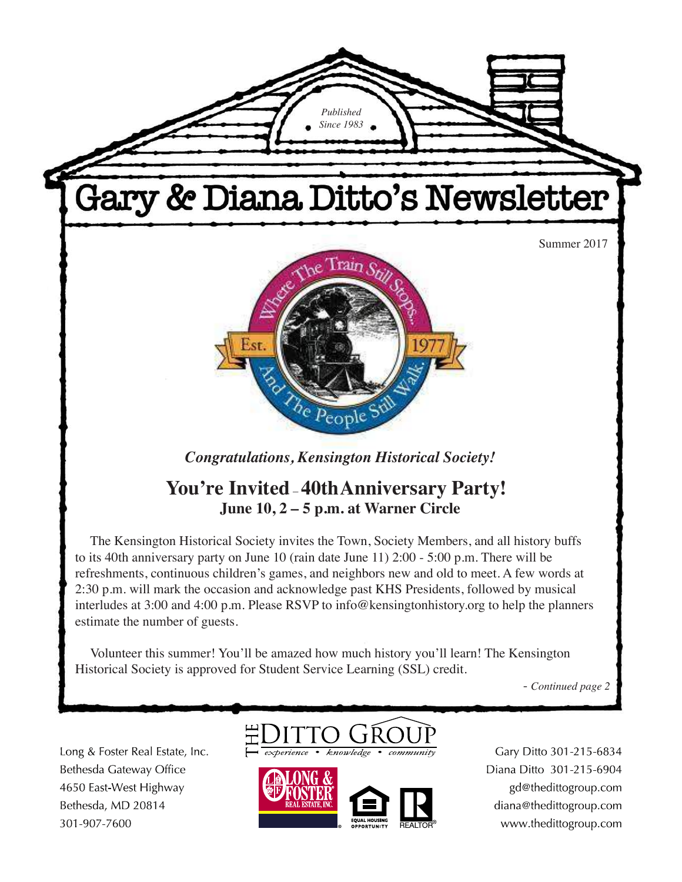*Published Since 1983*

# Gary & Diana Ditto's Newsletter

Summer 2017

Where The Train Still Stops... And The People Still Walk.

Est. 1977

*Congratulations, Kensington Historical Society!*

## You're Invited – 40th Anniversary Party!

### June 10, 2 – 5 p.m. at Warner Circle

The Kensington Historical Society invites the Town, Society Members, and all history buffs to its 40th anniversary party on June 10 (rain date June 11) 2:00 - 5:00 p.m. There will be refreshments, continuous children's games, and neighbors new and old to meet. A few words at 2:30 p.m. will mark the occasion and acknowledge past KHS Presidents, followed by musical interludes at 3:00 and 4:00 p.m. Please RSVP to info@kensingtonhistory.org to help the planners estimate the number of guests.

Volunteer this summer! You'll be amazed how much history you'll learn! The Kensington Historical Society is approved for Student Service Learning (SSL) credit.

*- Continued page 2*

Long & Foster Real Estate, Inc.
Bethesda Gateway Office
4650 East-West Highway
Bethesda, MD 20814
301-907-7600

THE DITTO GROUP
*experience • knowledge • community*

Long & Foster Real Estate, Inc. — Equal Housing Opportunity — Realtor®

Gary Ditto 301-215-6834
Diana Ditto 301-215-6904
gd@thedittogroup.com
diana@thedittogroup.com
www.thedittogroup.com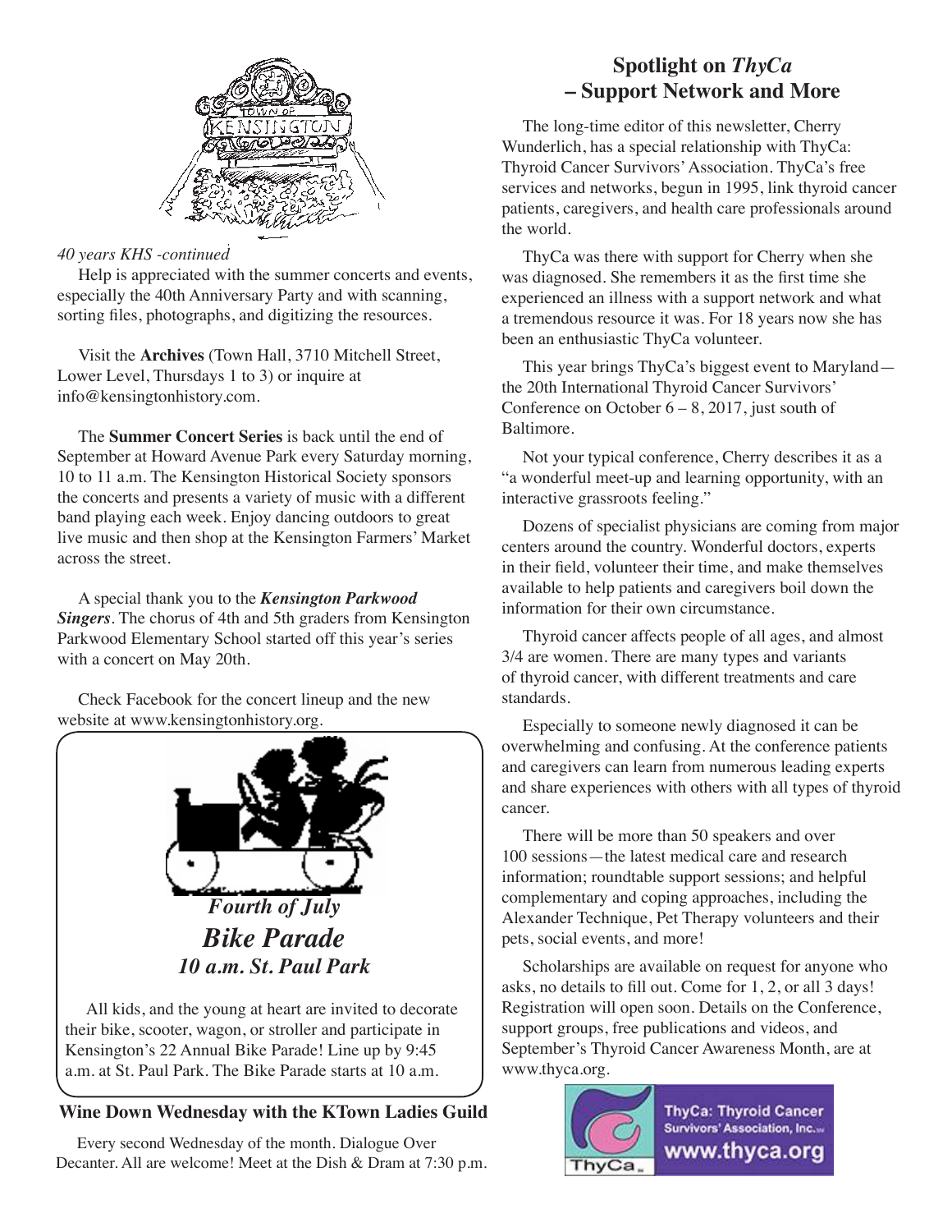*40 years KHS -continued*

Help is appreciated with the summer concerts and events, especially the 40th Anniversary Party and with scanning, sorting files, photographs, and digitizing the resources.

Visit the **Archives** (Town Hall, 3710 Mitchell Street, Lower Level, Thursdays 1 to 3) or inquire at info@kensingtonhistory.com.

The **Summer Concert Series** is back until the end of September at Howard Avenue Park every Saturday morning, 10 to 11 a.m. The Kensington Historical Society sponsors the concerts and presents a variety of music with a different band playing each week. Enjoy dancing outdoors to great live music and then shop at the Kensington Farmers' Market across the street.

A special thank you to the ***Kensington Parkwood Singers***. The chorus of 4th and 5th graders from Kensington Parkwood Elementary School started off this year's series with a concert on May 20th.

Check Facebook for the concert lineup and the new website at www.kensingtonhistory.org.

***Fourth of July***

***Bike Parade***

***10 a.m. St. Paul Park***

All kids, and the young at heart are invited to decorate their bike, scooter, wagon, or stroller and participate in Kensington's 22 Annual Bike Parade! Line up by 9:45 a.m. at St. Paul Park. The Bike Parade starts at 10 a.m.

### Wine Down Wednesday with the KTown Ladies Guild

Every second Wednesday of the month. Dialogue Over Decanter. All are welcome! Meet at the Dish & Dram at 7:30 p.m.

## Spotlight on *ThyCa* – Support Network and More

The long-time editor of this newsletter, Cherry Wunderlich, has a special relationship with ThyCa: Thyroid Cancer Survivors' Association. ThyCa's free services and networks, begun in 1995, link thyroid cancer patients, caregivers, and health care professionals around the world.

ThyCa was there with support for Cherry when she was diagnosed. She remembers it as the first time she experienced an illness with a support network and what a tremendous resource it was. For 18 years now she has been an enthusiastic ThyCa volunteer.

This year brings ThyCa's biggest event to Maryland—the 20th International Thyroid Cancer Survivors' Conference on October 6 – 8, 2017, just south of Baltimore.

Not your typical conference, Cherry describes it as a "a wonderful meet-up and learning opportunity, with an interactive grassroots feeling."

Dozens of specialist physicians are coming from major centers around the country. Wonderful doctors, experts in their field, volunteer their time, and make themselves available to help patients and caregivers boil down the information for their own circumstance.

Thyroid cancer affects people of all ages, and almost 3/4 are women. There are many types and variants of thyroid cancer, with different treatments and care standards.

Especially to someone newly diagnosed it can be overwhelming and confusing. At the conference patients and caregivers can learn from numerous leading experts and share experiences with others with all types of thyroid cancer.

There will be more than 50 speakers and over 100 sessions—the latest medical care and research information; roundtable support sessions; and helpful complementary and coping approaches, including the Alexander Technique, Pet Therapy volunteers and their pets, social events, and more!

Scholarships are available on request for anyone who asks, no details to fill out. Come for 1, 2, or all 3 days! Registration will open soon. Details on the Conference, support groups, free publications and videos, and September's Thyroid Cancer Awareness Month, are at www.thyca.org.

ThyCa: Thyroid Cancer Survivors' Association, Inc. www.thyca.org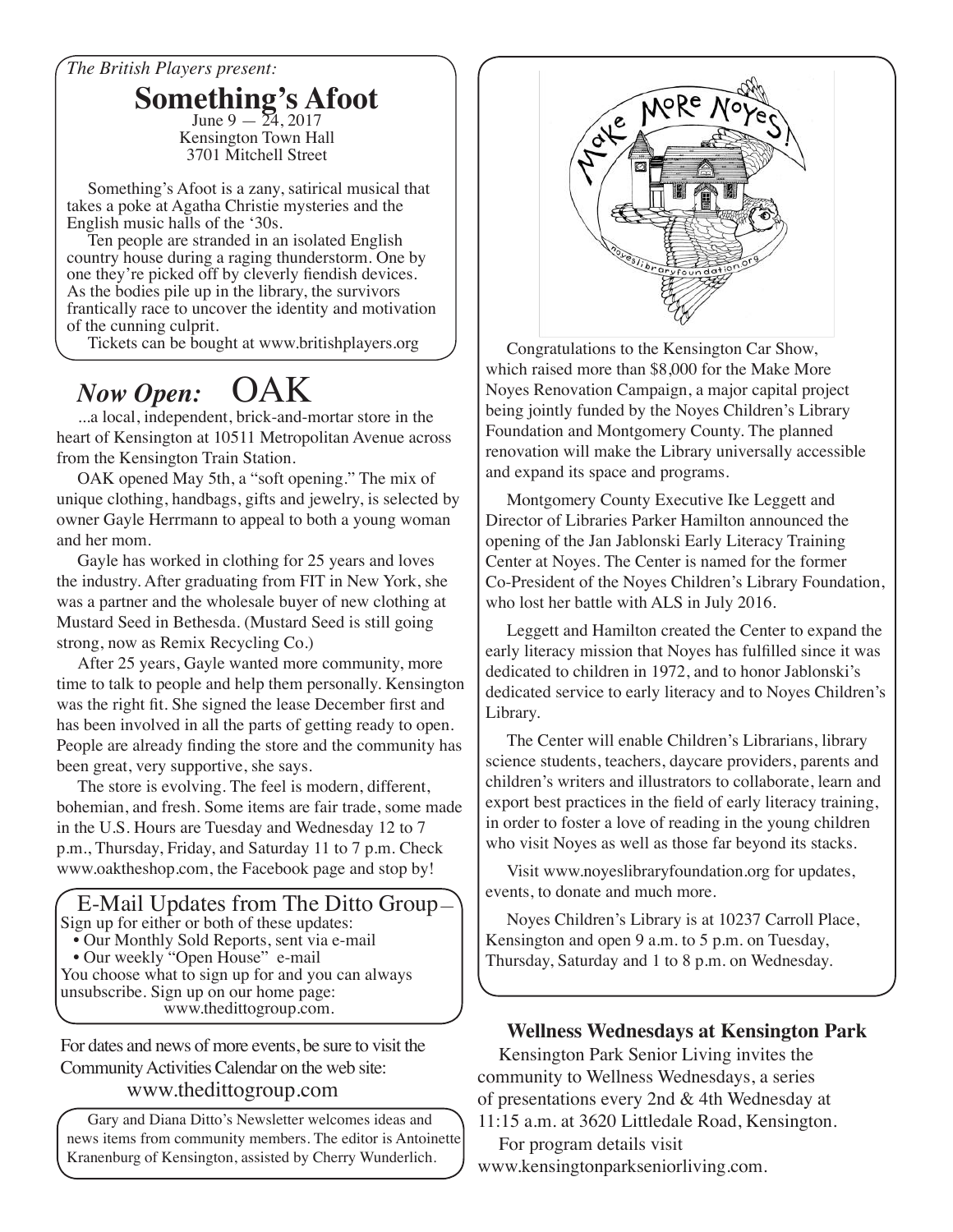*The British Players present:*

## Something's Afoot

June 9 — 24, 2017
Kensington Town Hall
3701 Mitchell Street

Something's Afoot is a zany, satirical musical that takes a poke at Agatha Christie mysteries and the English music halls of the '30s.

Ten people are stranded in an isolated English country house during a raging thunderstorm. One by one they're picked off by cleverly fiendish devices. As the bodies pile up in the library, the survivors frantically race to uncover the identity and motivation of the cunning culprit.

Tickets can be bought at www.britishplayers.org

## *Now Open:* OAK

...a local, independent, brick-and-mortar store in the heart of Kensington at 10511 Metropolitan Avenue across from the Kensington Train Station.

OAK opened May 5th, a "soft opening." The mix of unique clothing, handbags, gifts and jewelry, is selected by owner Gayle Herrmann to appeal to both a young woman and her mom.

Gayle has worked in clothing for 25 years and loves the industry. After graduating from FIT in New York, she was a partner and the wholesale buyer of new clothing at Mustard Seed in Bethesda. (Mustard Seed is still going strong, now as Remix Recycling Co.)

After 25 years, Gayle wanted more community, more time to talk to people and help them personally. Kensington was the right fit. She signed the lease December first and has been involved in all the parts of getting ready to open. People are already finding the store and the community has been great, very supportive, she says.

The store is evolving. The feel is modern, different, bohemian, and fresh. Some items are fair trade, some made in the U.S. Hours are Tuesday and Wednesday 12 to 7 p.m., Thursday, Friday, and Saturday 11 to 7 p.m. Check www.oaktheshop.com, the Facebook page and stop by!

### E-Mail Updates from The Ditto Group—

Sign up for either or both of these updates:

- Our Monthly Sold Reports, sent via e-mail
- Our weekly "Open House" e-mail

You choose what to sign up for and you can always unsubscribe. Sign up on our home page: www.thedittogroup.com.

For dates and news of more events, be sure to visit the Community Activities Calendar on the web site:
www.thedittogroup.com

Gary and Diana Ditto's Newsletter welcomes ideas and news items from community members. The editor is Antoinette Kranenburg of Kensington, assisted by Cherry Wunderlich.

Make More Noyes!

noyeslibraryfoundation.org

Congratulations to the Kensington Car Show, which raised more than $8,000 for the Make More Noyes Renovation Campaign, a major capital project being jointly funded by the Noyes Children's Library Foundation and Montgomery County. The planned renovation will make the Library universally accessible and expand its space and programs.

Montgomery County Executive Ike Leggett and Director of Libraries Parker Hamilton announced the opening of the Jan Jablonski Early Literacy Training Center at Noyes. The Center is named for the former Co-President of the Noyes Children's Library Foundation, who lost her battle with ALS in July 2016.

Leggett and Hamilton created the Center to expand the early literacy mission that Noyes has fulfilled since it was dedicated to children in 1972, and to honor Jablonski's dedicated service to early literacy and to Noyes Children's Library.

The Center will enable Children's Librarians, library science students, teachers, daycare providers, parents and children's writers and illustrators to collaborate, learn and export best practices in the field of early literacy training, in order to foster a love of reading in the young children who visit Noyes as well as those far beyond its stacks.

Visit www.noyeslibraryfoundation.org for updates, events, to donate and much more.

Noyes Children's Library is at 10237 Carroll Place, Kensington and open 9 a.m. to 5 p.m. on Tuesday, Thursday, Saturday and 1 to 8 p.m. on Wednesday.

### Wellness Wednesdays at Kensington Park

Kensington Park Senior Living invites the community to Wellness Wednesdays, a series of presentations every 2nd & 4th Wednesday at 11:15 a.m. at 3620 Littledale Road, Kensington.

For program details visit www.kensingtonparkseniorliving.com.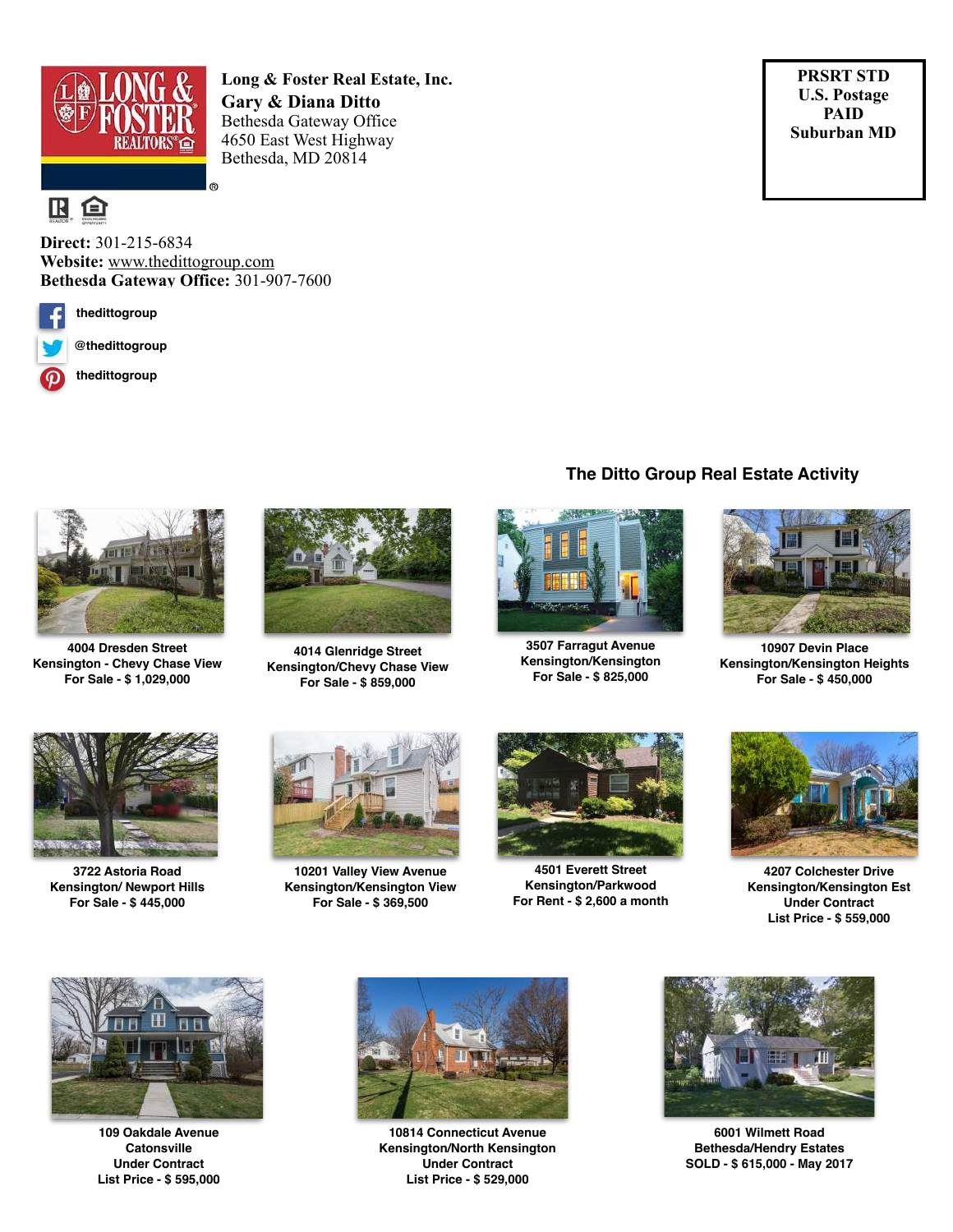Long & Foster Real Estate, Inc.
**Gary & Diana Ditto**
Bethesda Gateway Office
4650 East West Highway
Bethesda, MD 20814

**PRSRT STD**
**U.S. Postage**
**PAID**
**Suburban MD**

**Direct:** 301-215-6834
**Website:** www.thedittogroup.com
**Bethesda Gateway Office:** 301-907-7600

**thedittogroup**

**@thedittogroup**

**thedittogroup**

## The Ditto Group Real Estate Activity

**4004 Dresden Street**
**Kensington - Chevy Chase View**
**For Sale - $ 1,029,000**

**4014 Glenridge Street**
**Kensington/Chevy Chase View**
**For Sale - $ 859,000**

**3507 Farragut Avenue**
**Kensington/Kensington**
**For Sale - $ 825,000**

**10907 Devin Place**
**Kensington/Kensington Heights**
**For Sale - $ 450,000**

**3722 Astoria Road**
**Kensington/ Newport Hills**
**For Sale - $ 445,000**

**10201 Valley View Avenue**
**Kensington/Kensington View**
**For Sale - $ 369,500**

**4501 Everett Street**
**Kensington/Parkwood**
**For Rent - $ 2,600 a month**

**4207 Colchester Drive**
**Kensington/Kensington Est**
**Under Contract**
**List Price - $ 559,000**

**109 Oakdale Avenue**
**Catonsville**
**Under Contract**
**List Price - $ 595,000**

**10814 Connecticut Avenue**
**Kensington/North Kensington**
**Under Contract**
**List Price - $ 529,000**

**6001 Wilmett Road**
**Bethesda/Hendry Estates**
**SOLD - $ 615,000 - May 2017**